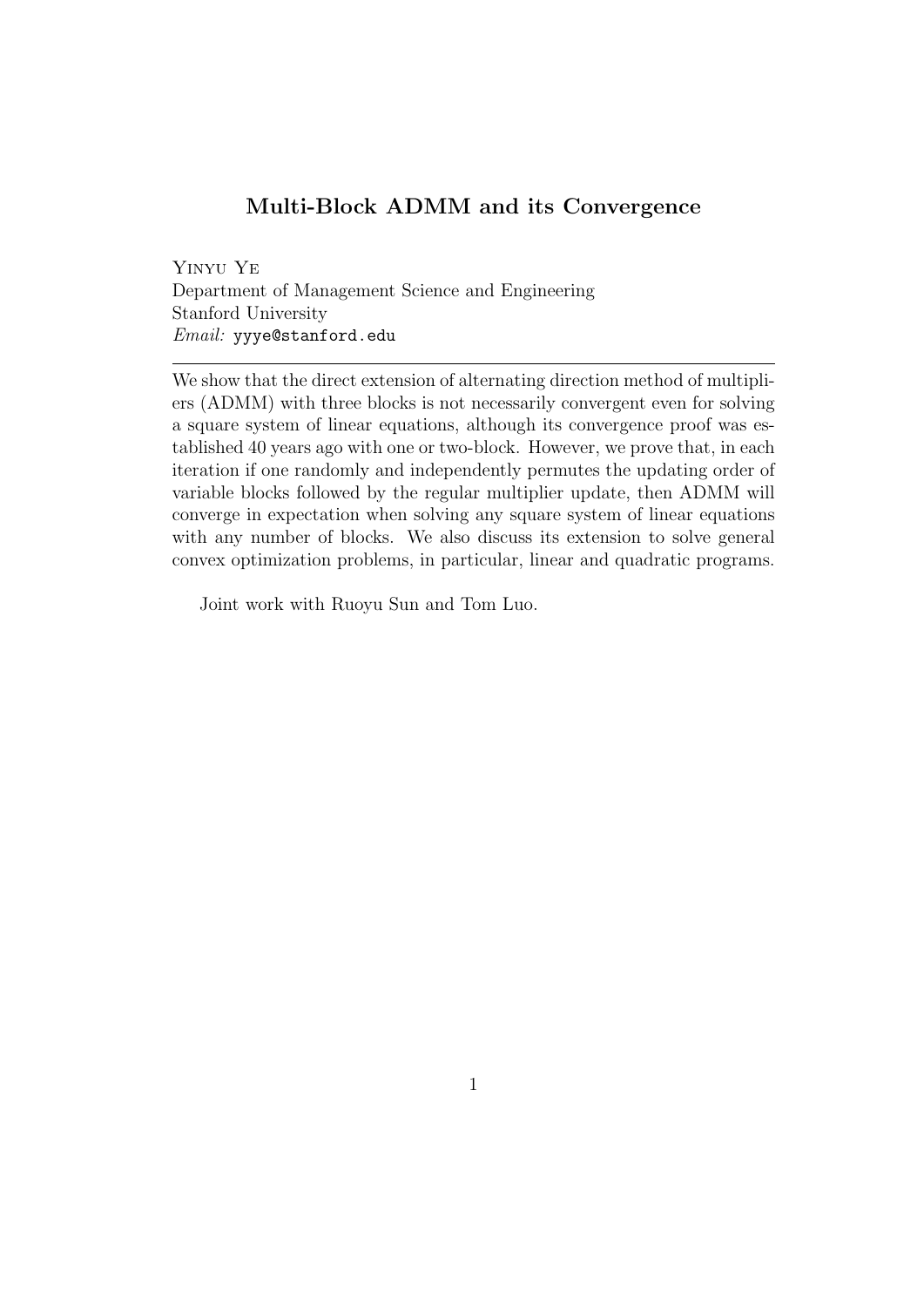## Multi-Block ADMM and its Convergence

Yinyu Ye
Department of Management Science and Engineering
Stanford University
*Email:* yyye@stanford.edu

---

We show that the direct extension of alternating direction method of multipliers (ADMM) with three blocks is not necessarily convergent even for solving a square system of linear equations, although its convergence proof was established 40 years ago with one or two-block. However, we prove that, in each iteration if one randomly and independently permutes the updating order of variable blocks followed by the regular multiplier update, then ADMM will converge in expectation when solving any square system of linear equations with any number of blocks. We also discuss its extension to solve general convex optimization problems, in particular, linear and quadratic programs.

Joint work with Ruoyu Sun and Tom Luo.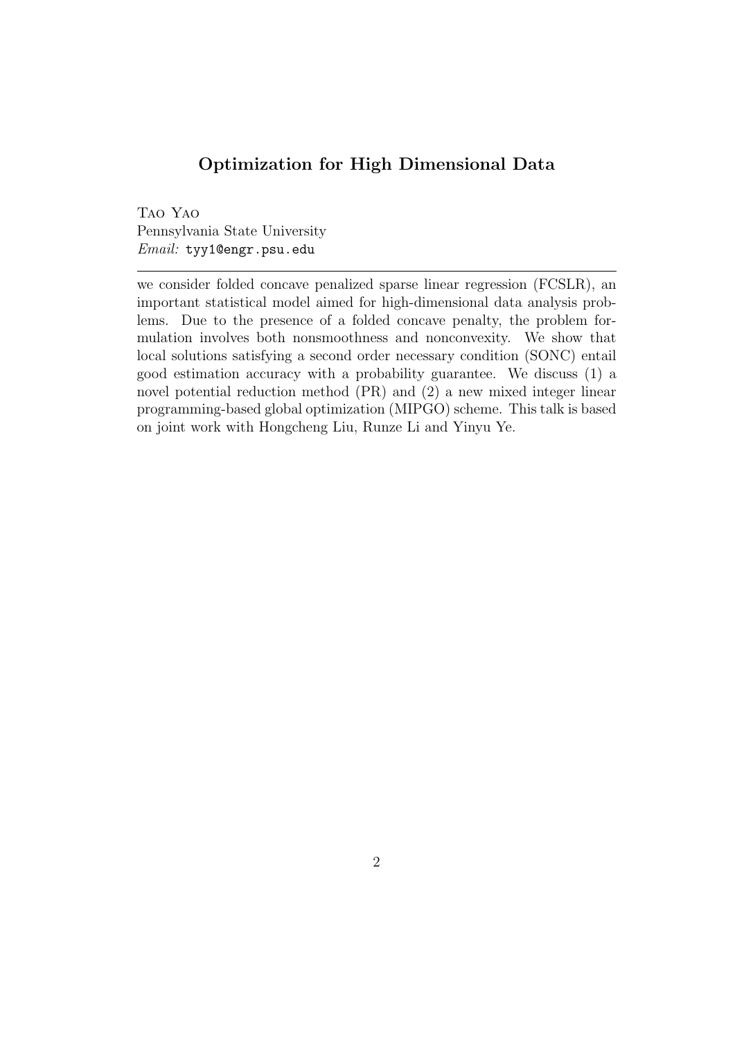## Optimization for High Dimensional Data

Tao Yao
Pennsylvania State University
*Email:* tyy1@engr.psu.edu

---

we consider folded concave penalized sparse linear regression (FCSLR), an important statistical model aimed for high-dimensional data analysis problems. Due to the presence of a folded concave penalty, the problem formulation involves both nonsmoothness and nonconvexity. We show that local solutions satisfying a second order necessary condition (SONC) entail good estimation accuracy with a probability guarantee. We discuss (1) a novel potential reduction method (PR) and (2) a new mixed integer linear programming-based global optimization (MIPGO) scheme. This talk is based on joint work with Hongcheng Liu, Runze Li and Yinyu Ye.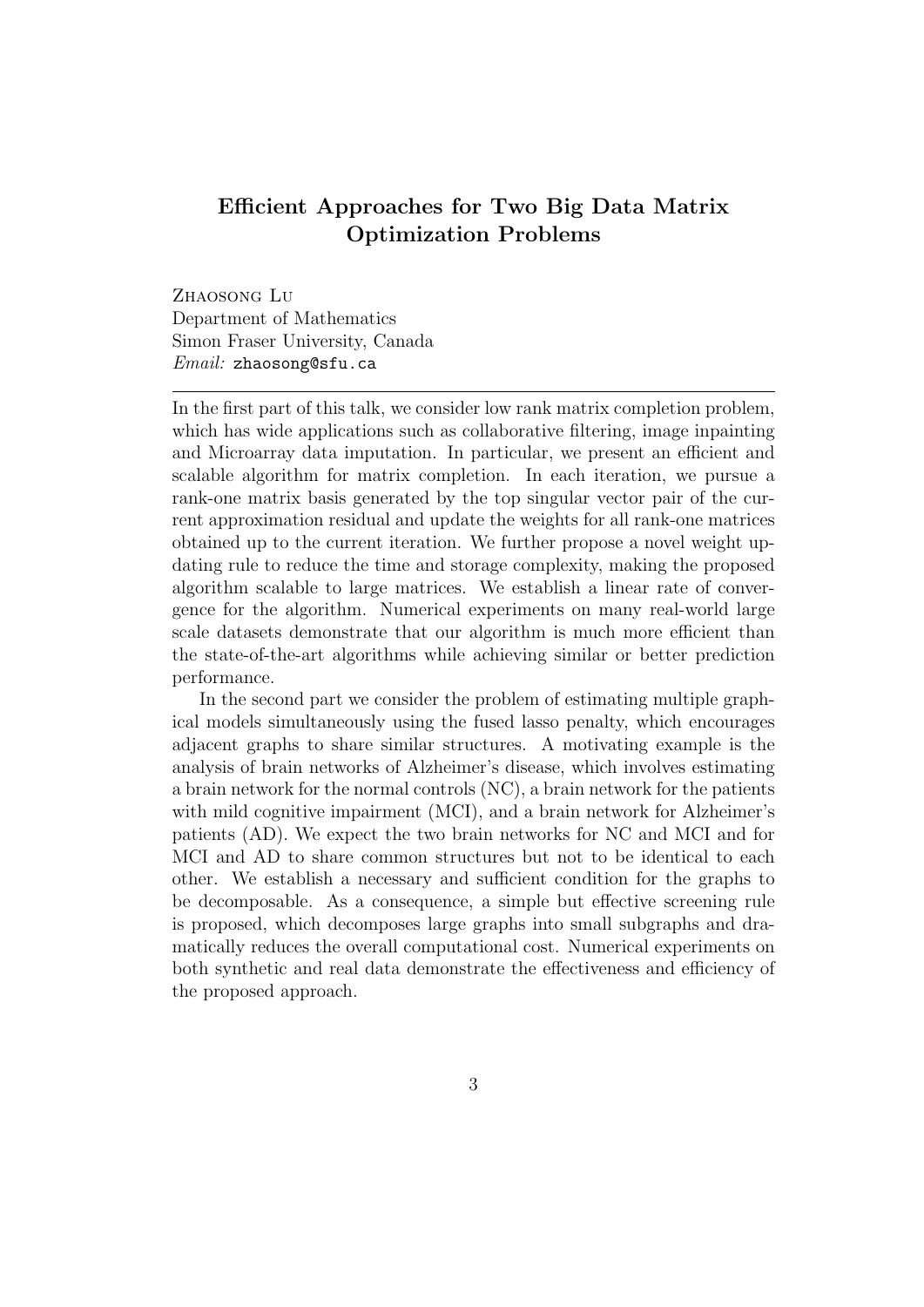# Efficient Approaches for Two Big Data Matrix Optimization Problems

Zhaosong Lu
Department of Mathematics
Simon Fraser University, Canada
*Email:* zhaosong@sfu.ca

---

In the first part of this talk, we consider low rank matrix completion problem, which has wide applications such as collaborative filtering, image inpainting and Microarray data imputation. In particular, we present an efficient and scalable algorithm for matrix completion. In each iteration, we pursue a rank-one matrix basis generated by the top singular vector pair of the current approximation residual and update the weights for all rank-one matrices obtained up to the current iteration. We further propose a novel weight updating rule to reduce the time and storage complexity, making the proposed algorithm scalable to large matrices. We establish a linear rate of convergence for the algorithm. Numerical experiments on many real-world large scale datasets demonstrate that our algorithm is much more efficient than the state-of-the-art algorithms while achieving similar or better prediction performance.

In the second part we consider the problem of estimating multiple graphical models simultaneously using the fused lasso penalty, which encourages adjacent graphs to share similar structures. A motivating example is the analysis of brain networks of Alzheimer's disease, which involves estimating a brain network for the normal controls (NC), a brain network for the patients with mild cognitive impairment (MCI), and a brain network for Alzheimer's patients (AD). We expect the two brain networks for NC and MCI and for MCI and AD to share common structures but not to be identical to each other. We establish a necessary and sufficient condition for the graphs to be decomposable. As a consequence, a simple but effective screening rule is proposed, which decomposes large graphs into small subgraphs and dramatically reduces the overall computational cost. Numerical experiments on both synthetic and real data demonstrate the effectiveness and efficiency of the proposed approach.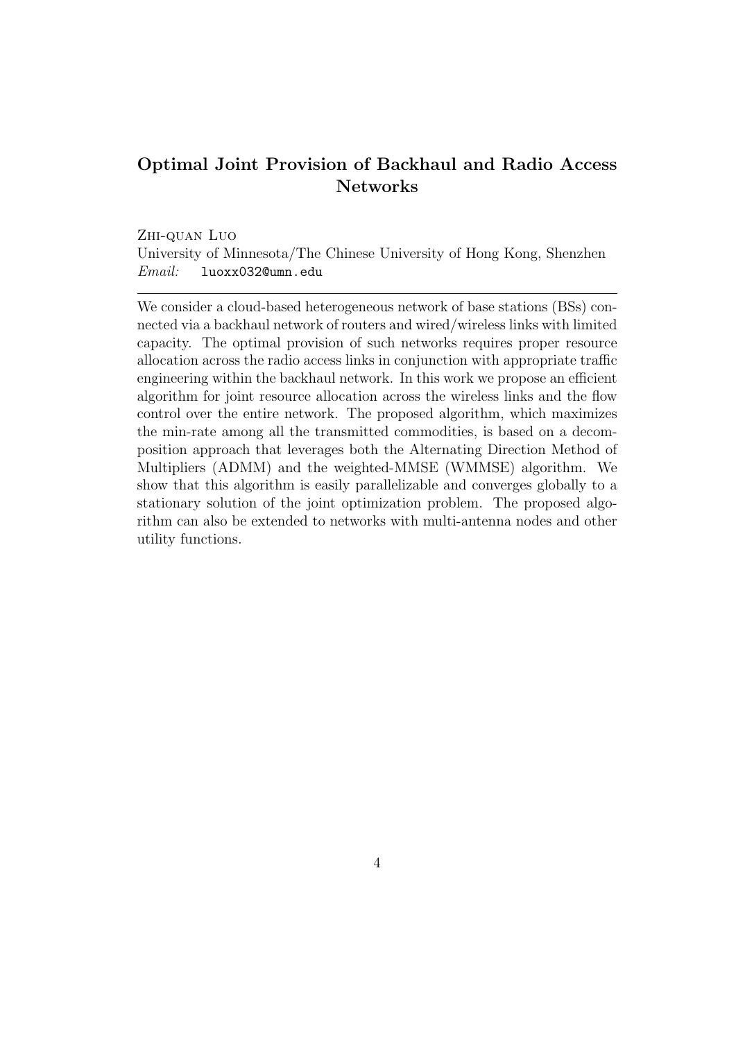## Optimal Joint Provision of Backhaul and Radio Access Networks

Zhi-quan Luo
University of Minnesota/The Chinese University of Hong Kong, Shenzhen
*Email:* luoxx032@umn.edu

---

We consider a cloud-based heterogeneous network of base stations (BSs) connected via a backhaul network of routers and wired/wireless links with limited capacity. The optimal provision of such networks requires proper resource allocation across the radio access links in conjunction with appropriate traffic engineering within the backhaul network. In this work we propose an efficient algorithm for joint resource allocation across the wireless links and the flow control over the entire network. The proposed algorithm, which maximizes the min-rate among all the transmitted commodities, is based on a decomposition approach that leverages both the Alternating Direction Method of Multipliers (ADMM) and the weighted-MMSE (WMMSE) algorithm. We show that this algorithm is easily parallelizable and converges globally to a stationary solution of the joint optimization problem. The proposed algorithm can also be extended to networks with multi-antenna nodes and other utility functions.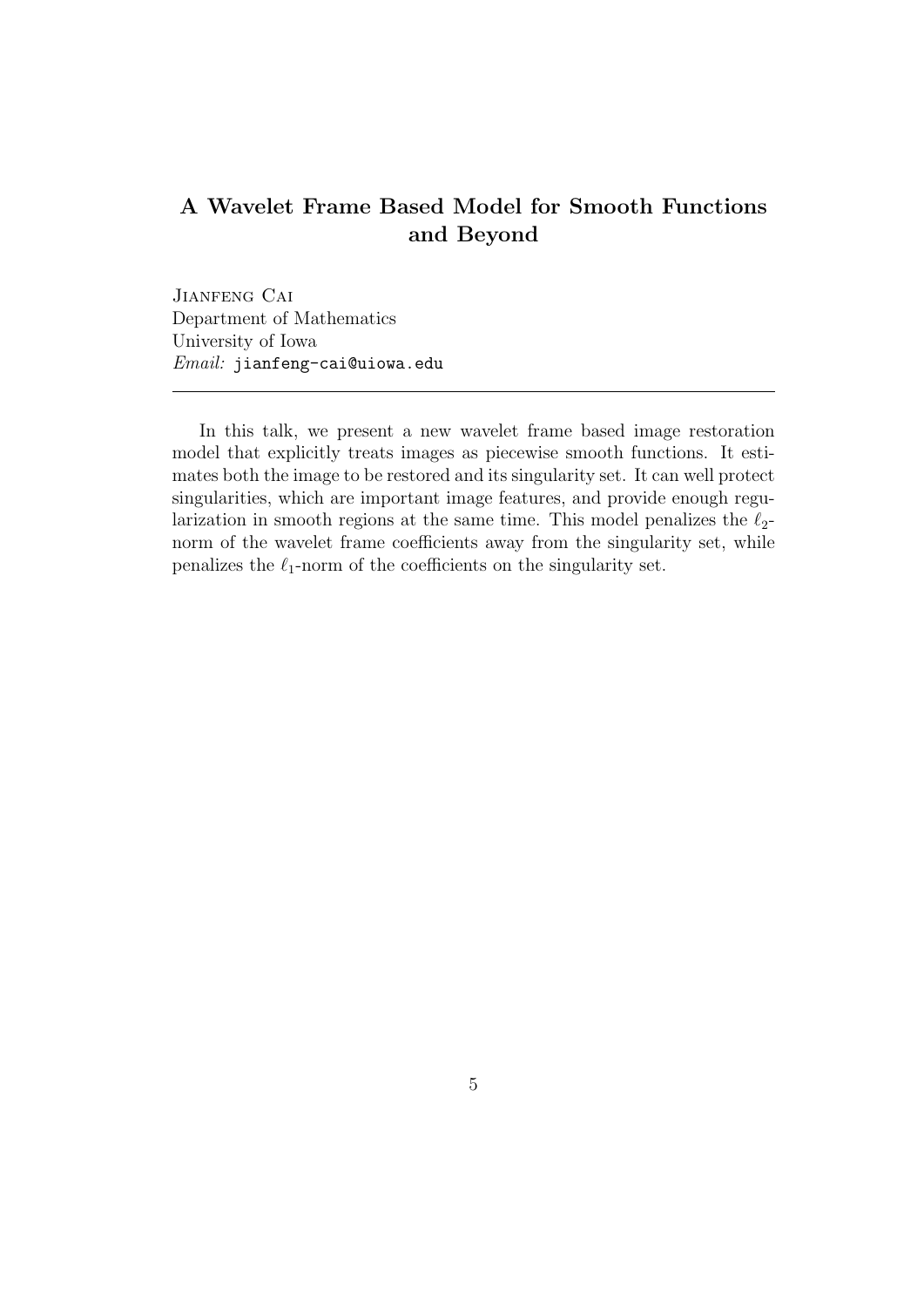# A Wavelet Frame Based Model for Smooth Functions and Beyond

Jianfeng Cai
Department of Mathematics
University of Iowa
*Email:* jianfeng-cai@uiowa.edu

---

In this talk, we present a new wavelet frame based image restoration model that explicitly treats images as piecewise smooth functions. It estimates both the image to be restored and its singularity set. It can well protect singularities, which are important image features, and provide enough regularization in smooth regions at the same time. This model penalizes the $\ell_2$-norm of the wavelet frame coefficients away from the singularity set, while penalizes the $\ell_1$-norm of the coefficients on the singularity set.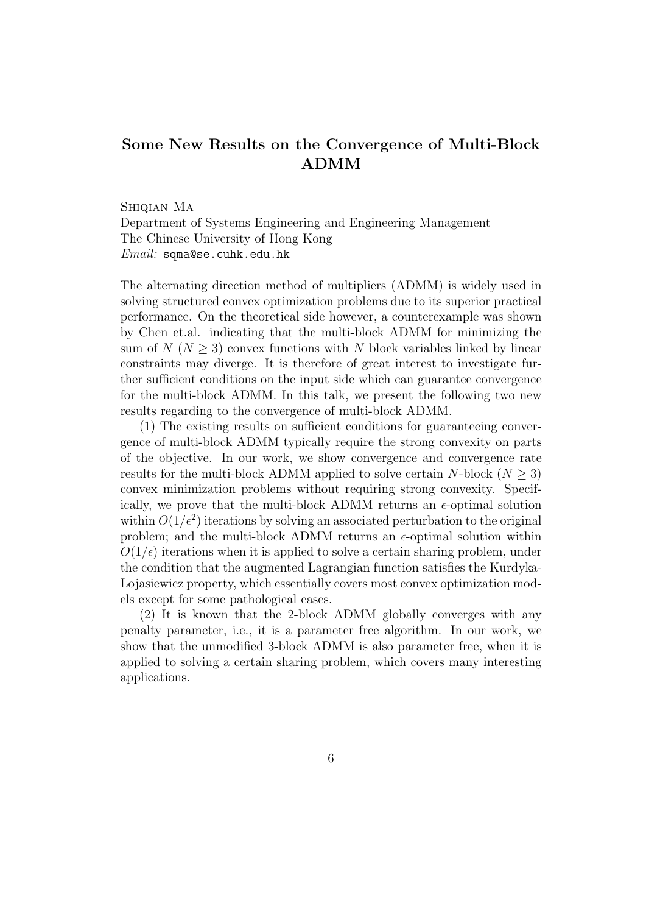## Some New Results on the Convergence of Multi-Block ADMM

Shiqian Ma
Department of Systems Engineering and Engineering Management
The Chinese University of Hong Kong
*Email:* sqma@se.cuhk.edu.hk

---

The alternating direction method of multipliers (ADMM) is widely used in solving structured convex optimization problems due to its superior practical performance. On the theoretical side however, a counterexample was shown by Chen et.al. indicating that the multi-block ADMM for minimizing the sum of $N$ ($N \geq 3$) convex functions with $N$ block variables linked by linear constraints may diverge. It is therefore of great interest to investigate further sufficient conditions on the input side which can guarantee convergence for the multi-block ADMM. In this talk, we present the following two new results regarding to the convergence of multi-block ADMM.

(1) The existing results on sufficient conditions for guaranteeing convergence of multi-block ADMM typically require the strong convexity on parts of the objective. In our work, we show convergence and convergence rate results for the multi-block ADMM applied to solve certain $N$-block ($N \geq 3$) convex minimization problems without requiring strong convexity. Specifically, we prove that the multi-block ADMM returns an $\epsilon$-optimal solution within $O(1/\epsilon^2)$ iterations by solving an associated perturbation to the original problem; and the multi-block ADMM returns an $\epsilon$-optimal solution within $O(1/\epsilon)$ iterations when it is applied to solve a certain sharing problem, under the condition that the augmented Lagrangian function satisfies the Kurdyka-Lojasiewicz property, which essentially covers most convex optimization models except for some pathological cases.

(2) It is known that the 2-block ADMM globally converges with any penalty parameter, i.e., it is a parameter free algorithm. In our work, we show that the unmodified 3-block ADMM is also parameter free, when it is applied to solving a certain sharing problem, which covers many interesting applications.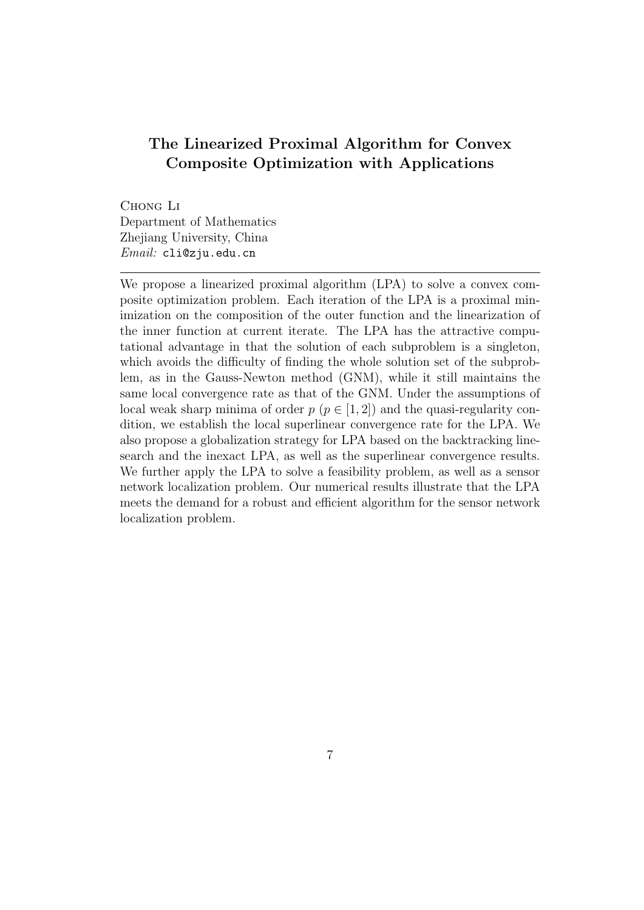## The Linearized Proximal Algorithm for Convex Composite Optimization with Applications

Chong Li
Department of Mathematics
Zhejiang University, China
*Email:* cli@zju.edu.cn

---

We propose a linearized proximal algorithm (LPA) to solve a convex composite optimization problem. Each iteration of the LPA is a proximal minimization on the composition of the outer function and the linearization of the inner function at current iterate. The LPA has the attractive computational advantage in that the solution of each subproblem is a singleton, which avoids the difficulty of finding the whole solution set of the subproblem, as in the Gauss-Newton method (GNM), while it still maintains the same local convergence rate as that of the GNM. Under the assumptions of local weak sharp minima of order $p$ ($p \in [1, 2]$) and the quasi-regularity condition, we establish the local superlinear convergence rate for the LPA. We also propose a globalization strategy for LPA based on the backtracking line-search and the inexact LPA, as well as the superlinear convergence results. We further apply the LPA to solve a feasibility problem, as well as a sensor network localization problem. Our numerical results illustrate that the LPA meets the demand for a robust and efficient algorithm for the sensor network localization problem.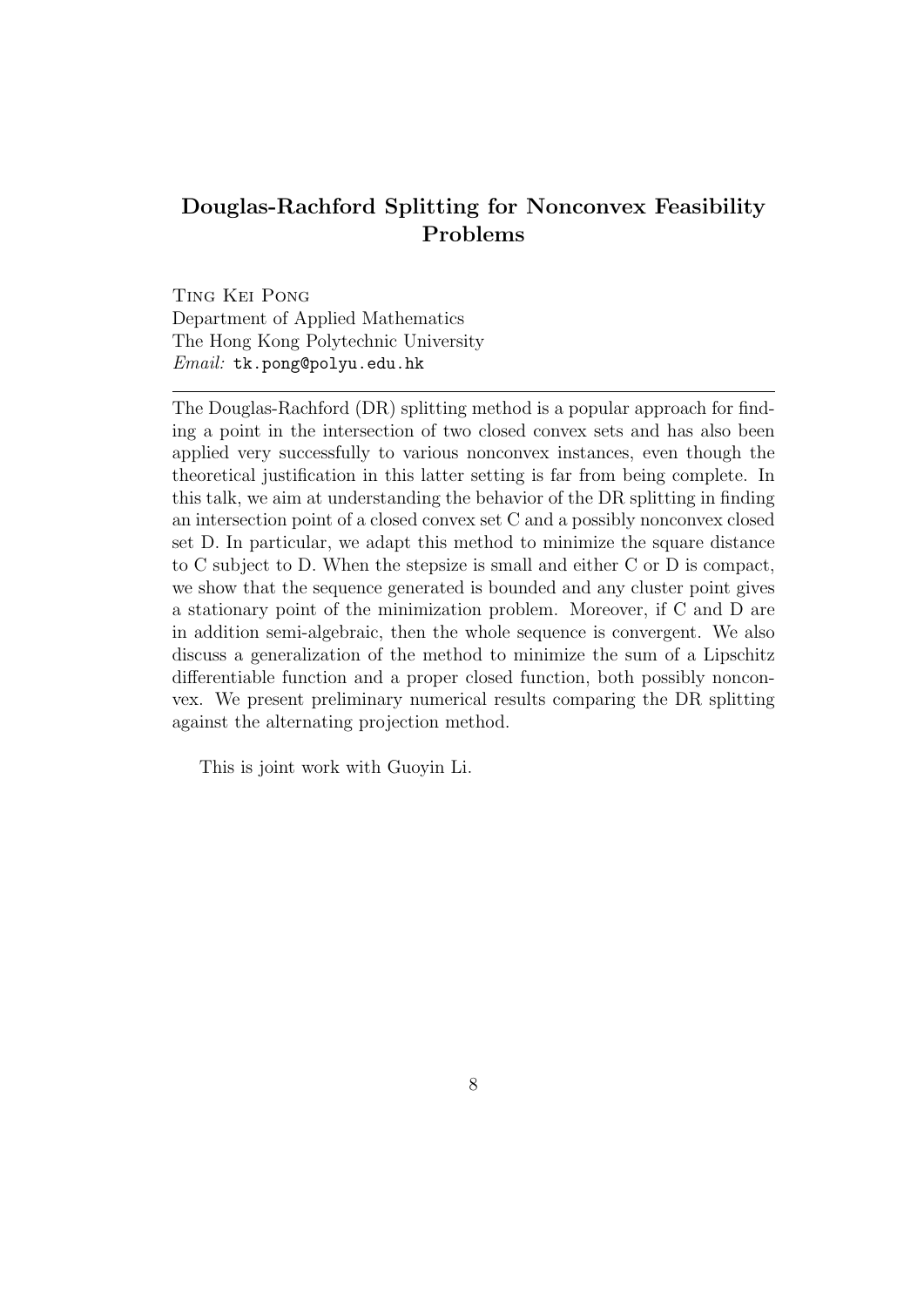## Douglas-Rachford Splitting for Nonconvex Feasibility Problems

Ting Kei Pong
Department of Applied Mathematics
The Hong Kong Polytechnic University
*Email:* tk.pong@polyu.edu.hk

---

The Douglas-Rachford (DR) splitting method is a popular approach for finding a point in the intersection of two closed convex sets and has also been applied very successfully to various nonconvex instances, even though the theoretical justification in this latter setting is far from being complete. In this talk, we aim at understanding the behavior of the DR splitting in finding an intersection point of a closed convex set C and a possibly nonconvex closed set D. In particular, we adapt this method to minimize the square distance to C subject to D. When the stepsize is small and either C or D is compact, we show that the sequence generated is bounded and any cluster point gives a stationary point of the minimization problem. Moreover, if C and D are in addition semi-algebraic, then the whole sequence is convergent. We also discuss a generalization of the method to minimize the sum of a Lipschitz differentiable function and a proper closed function, both possibly nonconvex. We present preliminary numerical results comparing the DR splitting against the alternating projection method.

This is joint work with Guoyin Li.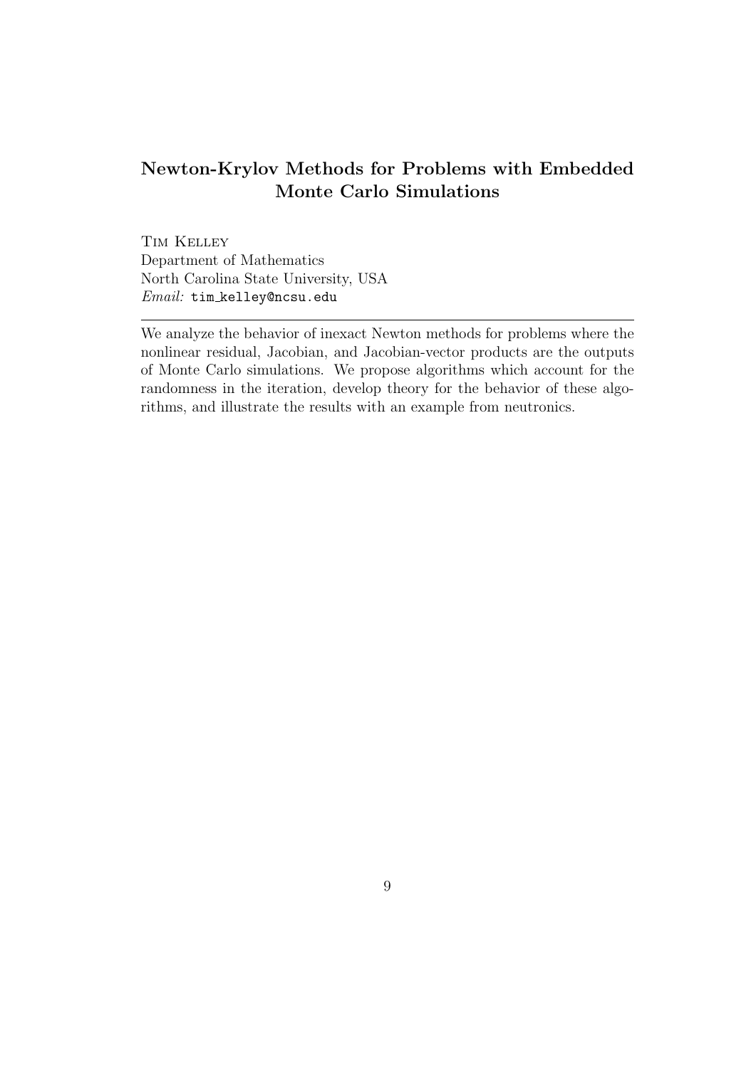## Newton-Krylov Methods for Problems with Embedded Monte Carlo Simulations

Tim Kelley
Department of Mathematics
North Carolina State University, USA
*Email:* tim_kelley@ncsu.edu

---

We analyze the behavior of inexact Newton methods for problems where the nonlinear residual, Jacobian, and Jacobian-vector products are the outputs of Monte Carlo simulations. We propose algorithms which account for the randomness in the iteration, develop theory for the behavior of these algorithms, and illustrate the results with an example from neutronics.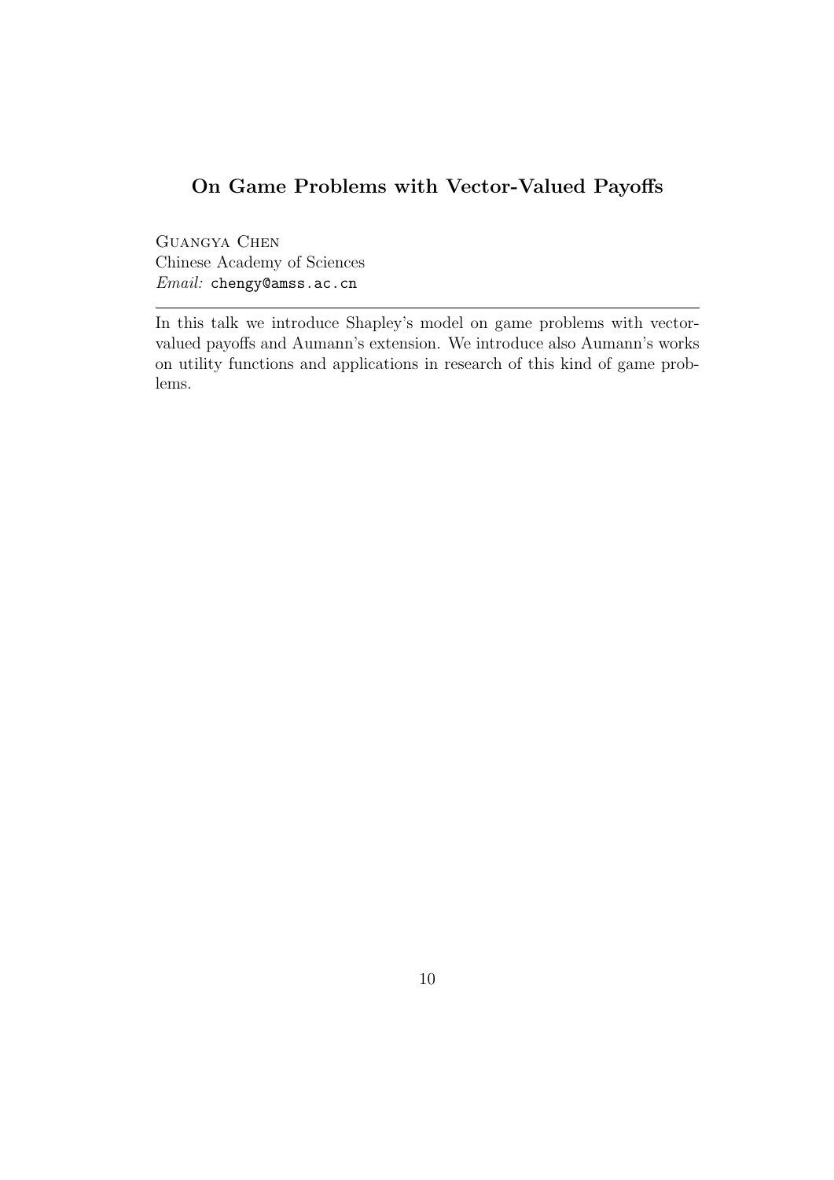## On Game Problems with Vector-Valued Payoffs

Guangya Chen  
Chinese Academy of Sciences  
*Email:* chengy@amss.ac.cn

---

In this talk we introduce Shapley's model on game problems with vector-valued payoffs and Aumann's extension. We introduce also Aumann's works on utility functions and applications in research of this kind of game problems.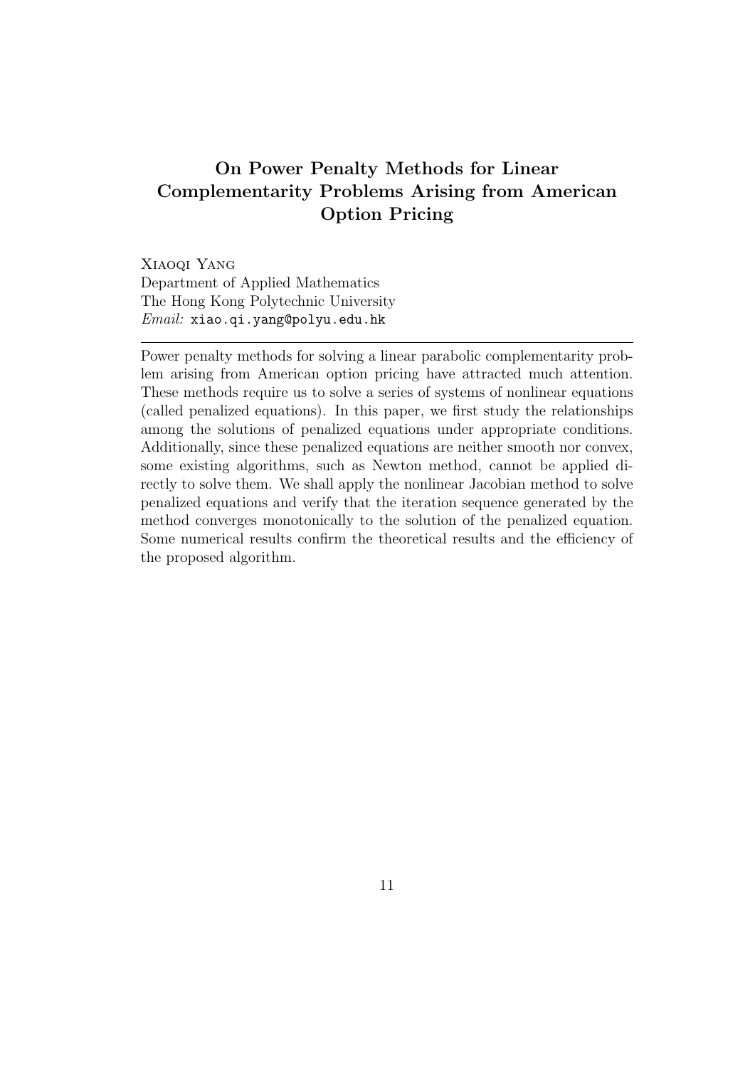# On Power Penalty Methods for Linear Complementarity Problems Arising from American Option Pricing

Xiaoqi Yang
Department of Applied Mathematics
The Hong Kong Polytechnic University
*Email:* xiao.qi.yang@polyu.edu.hk

---

Power penalty methods for solving a linear parabolic complementarity problem arising from American option pricing have attracted much attention. These methods require us to solve a series of systems of nonlinear equations (called penalized equations). In this paper, we first study the relationships among the solutions of penalized equations under appropriate conditions. Additionally, since these penalized equations are neither smooth nor convex, some existing algorithms, such as Newton method, cannot be applied directly to solve them. We shall apply the nonlinear Jacobian method to solve penalized equations and verify that the iteration sequence generated by the method converges monotonically to the solution of the penalized equation. Some numerical results confirm the theoretical results and the efficiency of the proposed algorithm.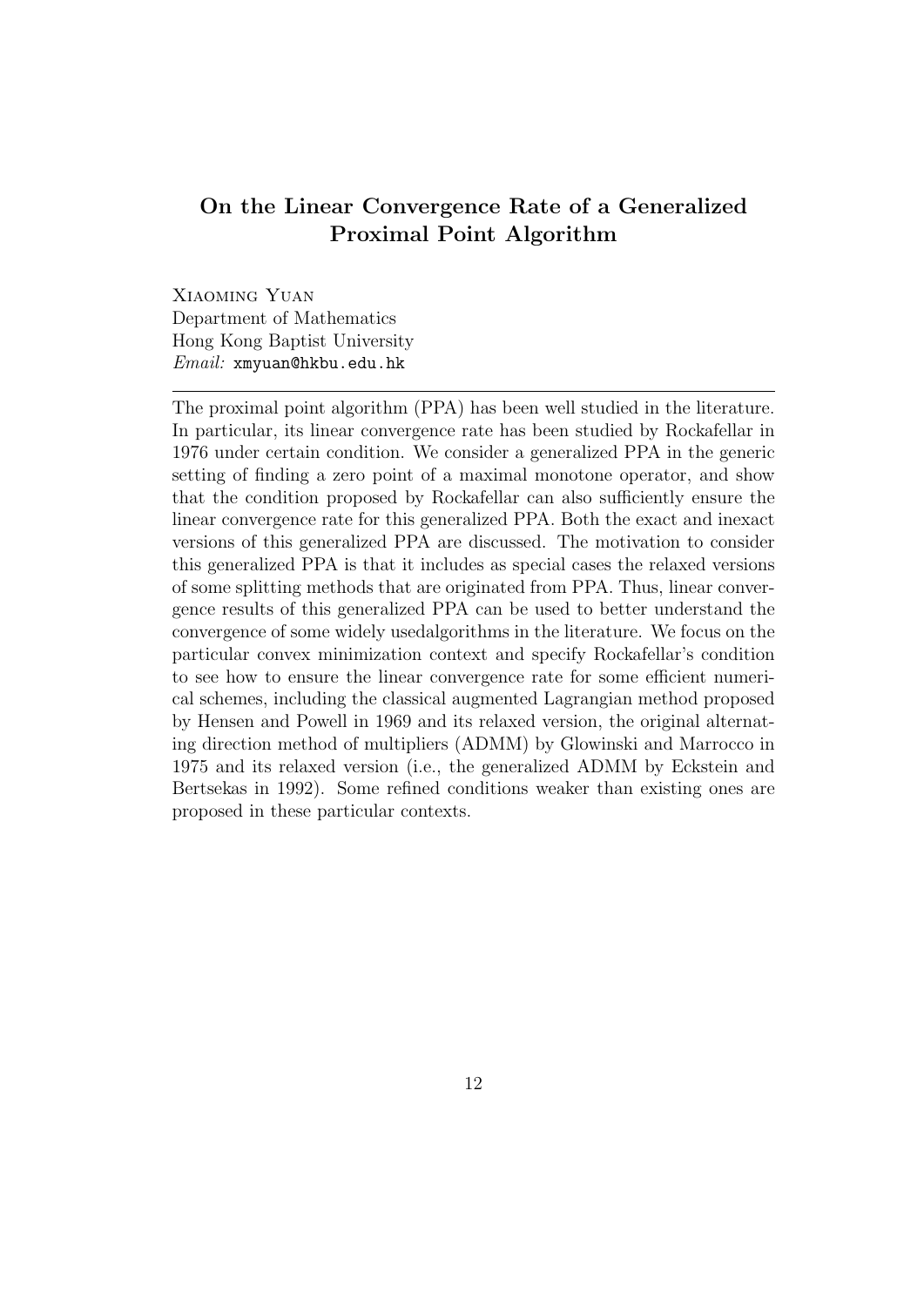## On the Linear Convergence Rate of a Generalized Proximal Point Algorithm

Xiaoming Yuan
Department of Mathematics
Hong Kong Baptist University
*Email:* xmyuan@hkbu.edu.hk

---

The proximal point algorithm (PPA) has been well studied in the literature. In particular, its linear convergence rate has been studied by Rockafellar in 1976 under certain condition. We consider a generalized PPA in the generic setting of finding a zero point of a maximal monotone operator, and show that the condition proposed by Rockafellar can also sufficiently ensure the linear convergence rate for this generalized PPA. Both the exact and inexact versions of this generalized PPA are discussed. The motivation to consider this generalized PPA is that it includes as special cases the relaxed versions of some splitting methods that are originated from PPA. Thus, linear convergence results of this generalized PPA can be used to better understand the convergence of some widely usedalgorithms in the literature. We focus on the particular convex minimization context and specify Rockafellar's condition to see how to ensure the linear convergence rate for some efficient numerical schemes, including the classical augmented Lagrangian method proposed by Hensen and Powell in 1969 and its relaxed version, the original alternating direction method of multipliers (ADMM) by Glowinski and Marrocco in 1975 and its relaxed version (i.e., the generalized ADMM by Eckstein and Bertsekas in 1992). Some refined conditions weaker than existing ones are proposed in these particular contexts.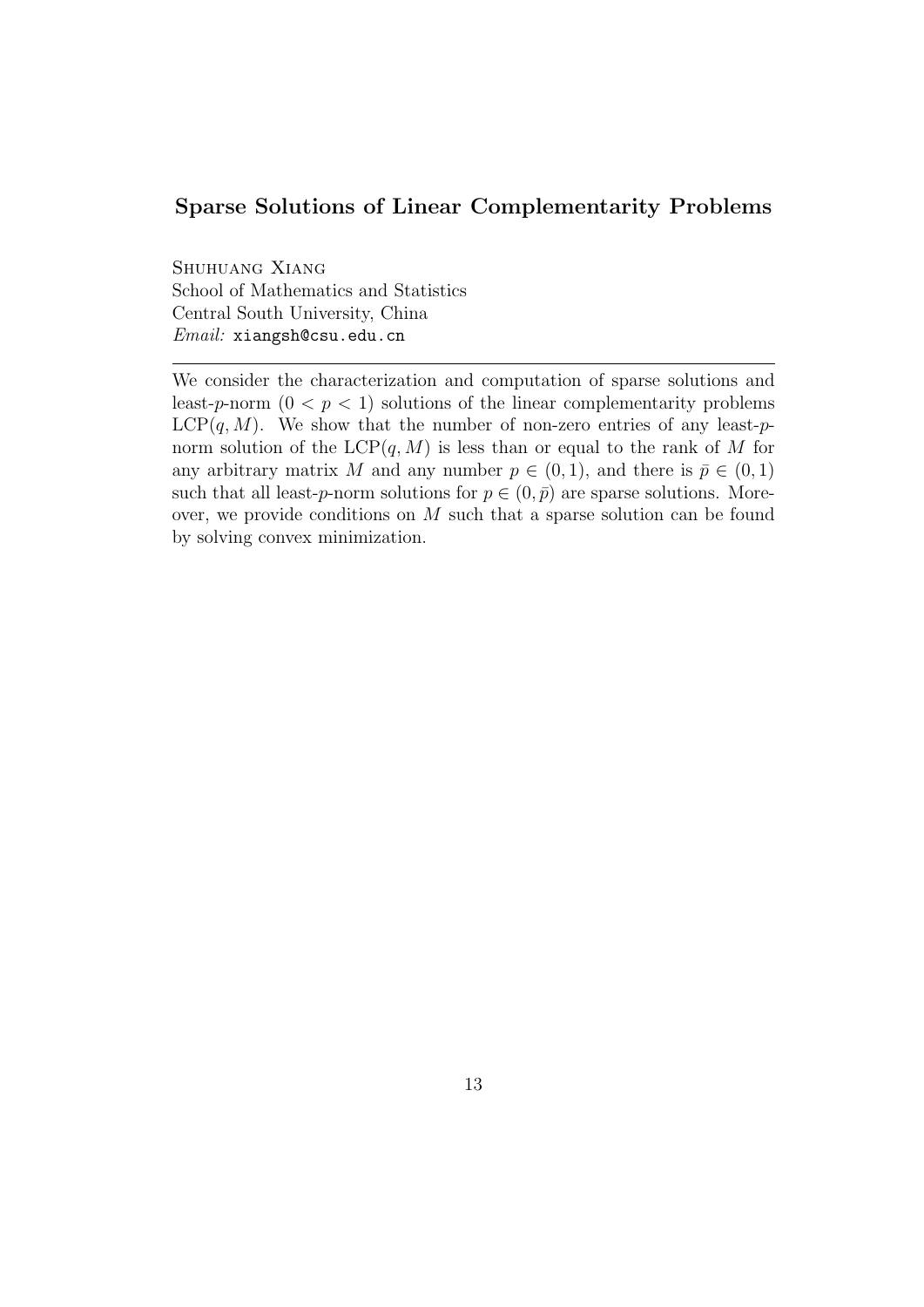## Sparse Solutions of Linear Complementarity Problems

Shuhuang Xiang
School of Mathematics and Statistics
Central South University, China
*Email:* xiangsh@csu.edu.cn

---

We consider the characterization and computation of sparse solutions and least-$p$-norm $(0 < p < 1)$ solutions of the linear complementarity problems $\mathrm{LCP}(q, M)$. We show that the number of non-zero entries of any least-$p$-norm solution of the $\mathrm{LCP}(q, M)$ is less than or equal to the rank of $M$ for any arbitrary matrix $M$ and any number $p \in (0, 1)$, and there is $\bar{p} \in (0, 1)$ such that all least-$p$-norm solutions for $p \in (0, \bar{p})$ are sparse solutions. Moreover, we provide conditions on $M$ such that a sparse solution can be found by solving convex minimization.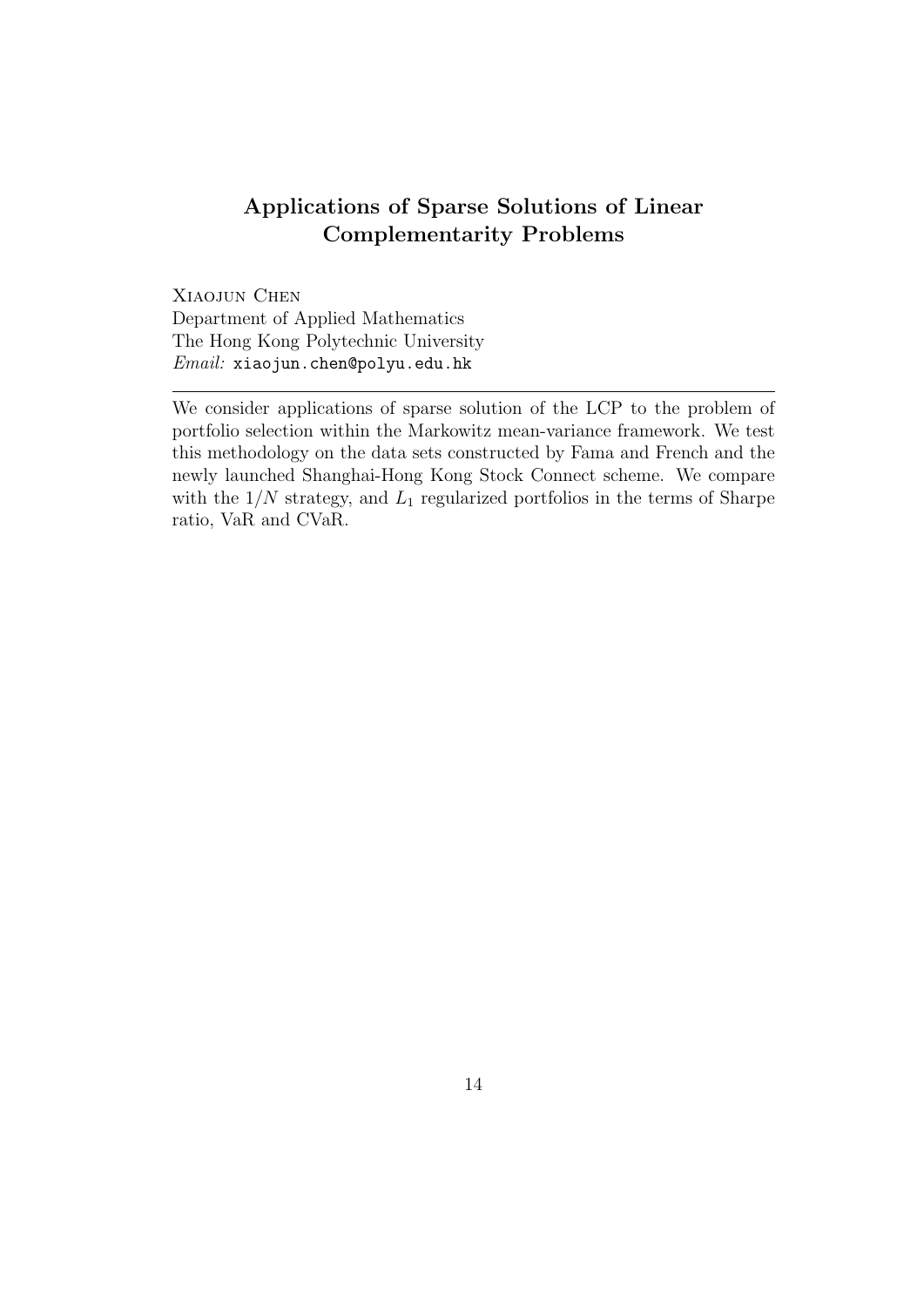## Applications of Sparse Solutions of Linear Complementarity Problems

Xiaojun Chen
Department of Applied Mathematics
The Hong Kong Polytechnic University
*Email:* xiaojun.chen@polyu.edu.hk

---

We consider applications of sparse solution of the LCP to the problem of portfolio selection within the Markowitz mean-variance framework. We test this methodology on the data sets constructed by Fama and French and the newly launched Shanghai-Hong Kong Stock Connect scheme. We compare with the $1/N$ strategy, and $L_1$ regularized portfolios in the terms of Sharpe ratio, VaR and CVaR.